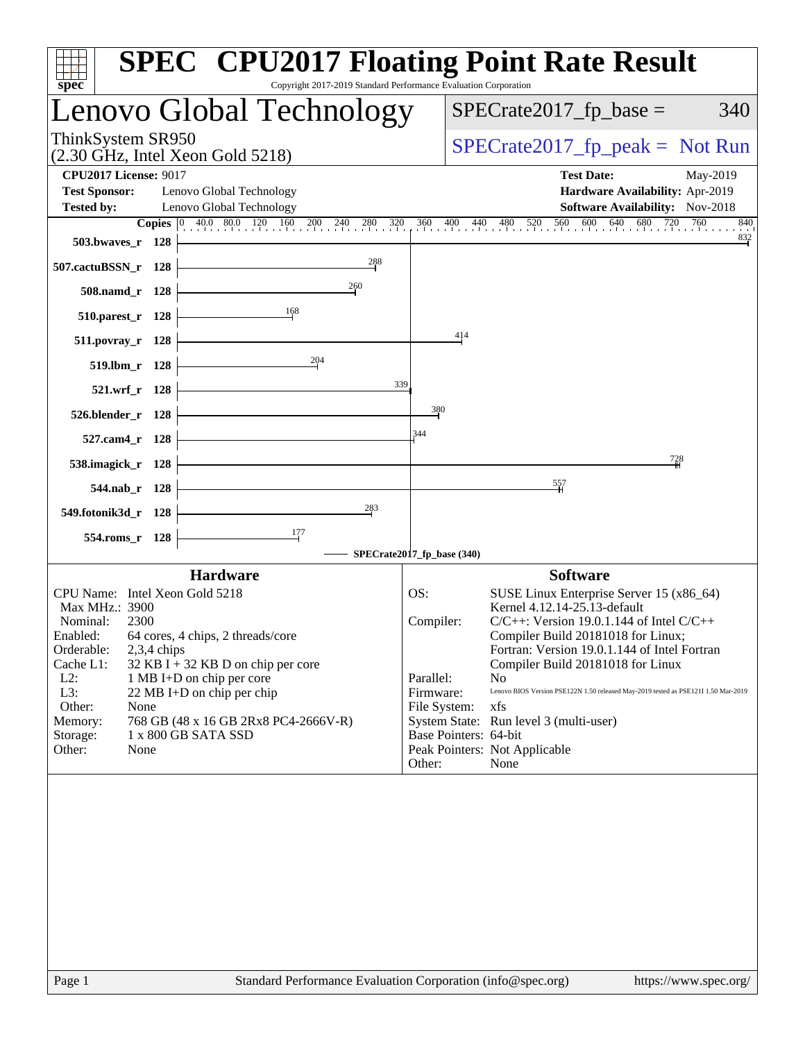# SPEC CPU2017 Floating Point Rate Result

Copyright 2017-2019 Standard Performance Evaluation Corporation

## Lenovo Global Technology

ThinkSystem SR950
(2.30 GHz, Intel Xeon Gold 5218)

SPECrate2017_fp_base = 340

SPECrate2017_fp_peak = Not Run

**CPU2017 License:** 9017
**Test Sponsor:** Lenovo Global Technology
**Tested by:** Lenovo Global Technology

**Test Date:** May-2019
**Hardware Availability:** Apr-2019
**Software Availability:** Nov-2018

| Benchmark | Copies | Base Ratio |
|---|---|---|
| 503.bwaves_r | 128 | 832 |
| 507.cactuBSSN_r | 128 | 288 |
| 508.namd_r | 128 | 260 |
| 510.parest_r | 128 | 168 |
| 511.povray_r | 128 | 414 |
| 519.lbm_r | 128 | 204 |
| 521.wrf_r | 128 | 339 |
| 526.blender_r | 128 | 380 |
| 527.cam4_r | 128 | 344 |
| 538.imagick_r | 128 | 728 |
| 544.nab_r | 128 | 557 |
| 549.fotonik3d_r | 128 | 283 |
| 554.roms_r | 128 | 177 |

SPECrate2017_fp_base (340)

### Hardware

| | |
|---|---|
| CPU Name: | Intel Xeon Gold 5218 |
| Max MHz.: | 3900 |
| Nominal: | 2300 |
| Enabled: | 64 cores, 4 chips, 2 threads/core |
| Orderable: | 2,3,4 chips |
| Cache L1: | 32 KB I + 32 KB D on chip per core |
| L2: | 1 MB I+D on chip per core |
| L3: | 22 MB I+D on chip per chip |
| Other: | None |
| Memory: | 768 GB (48 x 16 GB 2Rx8 PC4-2666V-R) |
| Storage: | 1 x 800 GB SATA SSD |
| Other: | None |

### Software

| | |
|---|---|
| OS: | SUSE Linux Enterprise Server 15 (x86_64) Kernel 4.12.14-25.13-default |
| Compiler: | C/C++: Version 19.0.1.144 of Intel C/C++ Compiler Build 20181018 for Linux; Fortran: Version 19.0.1.144 of Intel Fortran Compiler Build 20181018 for Linux |
| Parallel: | No |
| Firmware: | Lenovo BIOS Version PSE122N 1.50 released May-2019 tested as PSE121I 1.50 Mar-2019 |
| File System: | xfs |
| System State: | Run level 3 (multi-user) |
| Base Pointers: | 64-bit |
| Peak Pointers: | Not Applicable |
| Other: | None |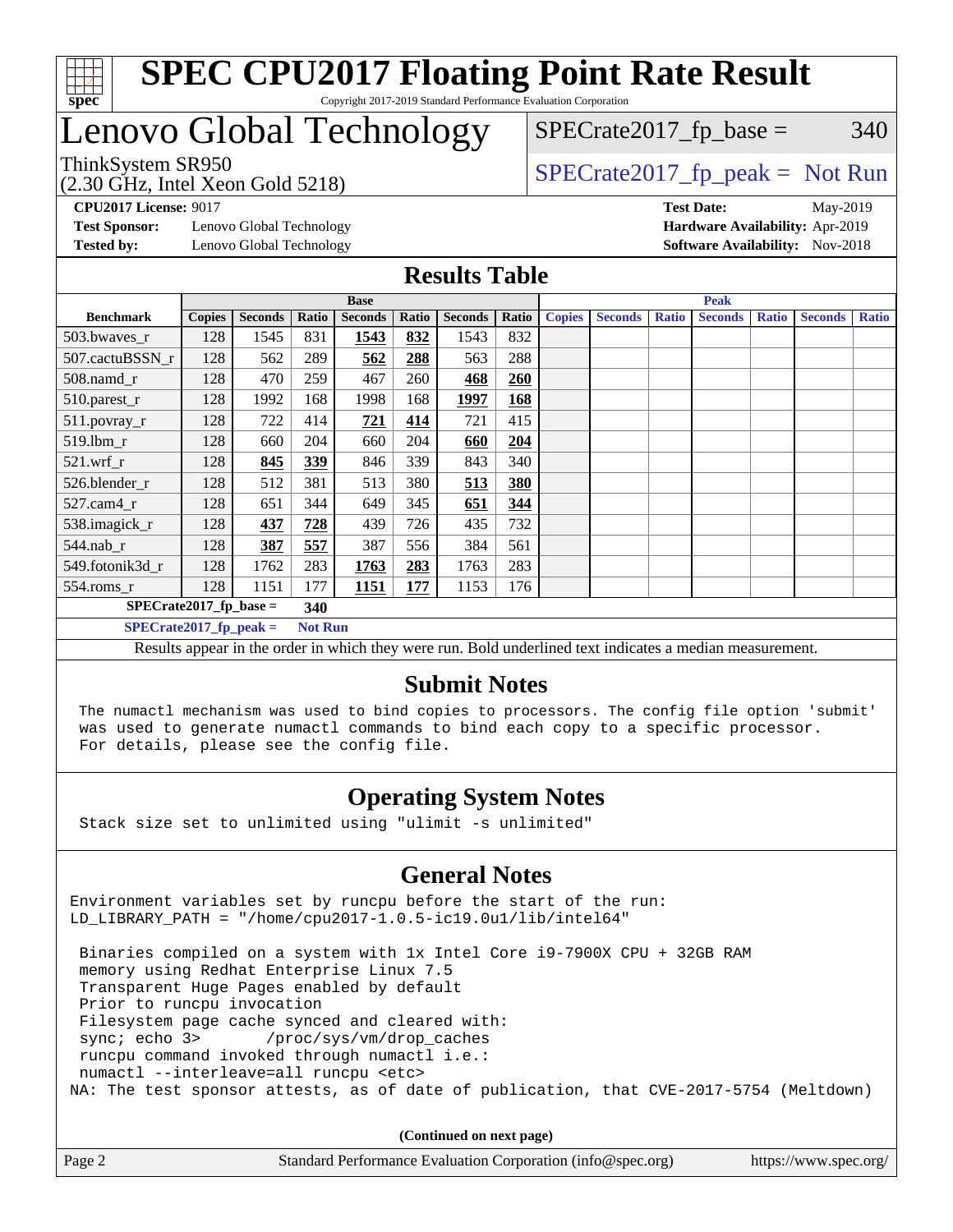# SPEC CPU2017 Floating Point Rate Result

Copyright 2017-2019 Standard Performance Evaluation Corporation

# Lenovo Global Technology

ThinkSystem SR950
(2.30 GHz, Intel Xeon Gold 5218)

SPECrate2017_fp_base = 340

SPECrate2017_fp_peak = Not Run

**CPU2017 License:** 9017
**Test Sponsor:** Lenovo Global Technology
**Tested by:** Lenovo Global Technology

**Test Date:** May-2019
**Hardware Availability:** Apr-2019
**Software Availability:** Nov-2018

## Results Table

| Benchmark | Base | | | | | | | Peak | | | | | | |
|---|---|---|---|---|---|---|---|---|---|---|---|---|---|---|
| | Copies | Seconds | Ratio | Seconds | Ratio | Seconds | Ratio | Copies | Seconds | Ratio | Seconds | Ratio | Seconds | Ratio |
| 503.bwaves_r | 128 | 1545 | 831 | **1543** | **832** | 1543 | 832 | | | | | | | |
| 507.cactuBSSN_r | 128 | 562 | 289 | **562** | **288** | 563 | 288 | | | | | | | |
| 508.namd_r | 128 | 470 | 259 | 467 | 260 | **468** | **260** | | | | | | | |
| 510.parest_r | 128 | 1992 | 168 | 1998 | 168 | **1997** | **168** | | | | | | | |
| 511.povray_r | 128 | 722 | 414 | **721** | **414** | 721 | 415 | | | | | | | |
| 519.lbm_r | 128 | 660 | 204 | 660 | 204 | **660** | **204** | | | | | | | |
| 521.wrf_r | 128 | **845** | **339** | 846 | 339 | 843 | 340 | | | | | | | |
| 526.blender_r | 128 | 512 | 381 | 513 | 380 | **513** | **380** | | | | | | | |
| 527.cam4_r | 128 | 651 | 344 | 649 | 345 | **651** | **344** | | | | | | | |
| 538.imagick_r | 128 | **437** | **728** | 439 | 726 | 435 | 732 | | | | | | | |
| 544.nab_r | 128 | **387** | **557** | 387 | 556 | 384 | 561 | | | | | | | |
| 549.fotonik3d_r | 128 | 1762 | 283 | **1763** | **283** | 1763 | 283 | | | | | | | |
| 554.roms_r | 128 | 1151 | 177 | **1151** | **177** | 1153 | 176 | | | | | | | |

**SPECrate2017_fp_base = 340**

**SPECrate2017_fp_peak = Not Run**

Results appear in the order in which they were run. Bold underlined text indicates a median measurement.

## Submit Notes

```
The numactl mechanism was used to bind copies to processors. The config file option 'submit'
was used to generate numactl commands to bind each copy to a specific processor.
For details, please see the config file.
```

## Operating System Notes

```
Stack size set to unlimited using "ulimit -s unlimited"
```

## General Notes

```
Environment variables set by runcpu before the start of the run:
LD_LIBRARY_PATH = "/home/cpu2017-1.0.5-ic19.0u1/lib/intel64"

 Binaries compiled on a system with 1x Intel Core i9-7900X CPU + 32GB RAM
 memory using Redhat Enterprise Linux 7.5
 Transparent Huge Pages enabled by default
 Prior to runcpu invocation
 Filesystem page cache synced and cleared with:
 sync; echo 3>       /proc/sys/vm/drop_caches
 runcpu command invoked through numactl i.e.:
 numactl --interleave=all runcpu <etc>
NA: The test sponsor attests, as of date of publication, that CVE-2017-5754 (Meltdown)
```

(Continued on next page)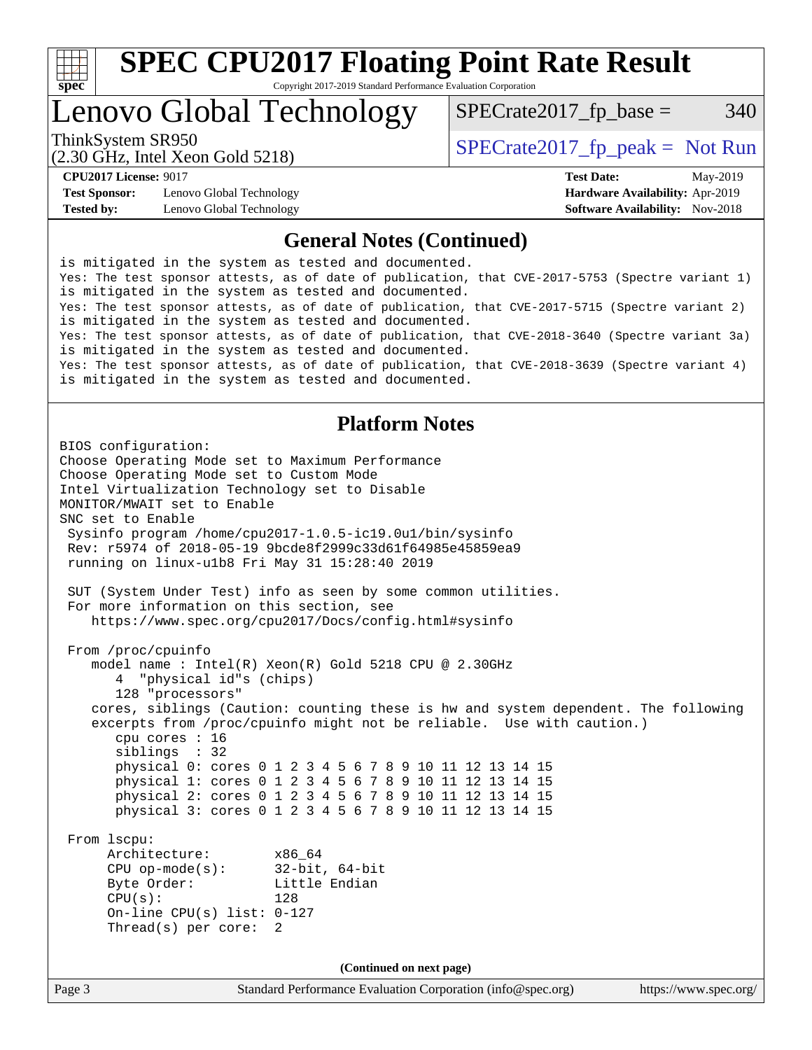## General Notes (Continued)

```
is mitigated in the system as tested and documented.
Yes: The test sponsor attests, as of date of publication, that CVE-2017-5753 (Spectre variant 1)
is mitigated in the system as tested and documented.
Yes: The test sponsor attests, as of date of publication, that CVE-2017-5715 (Spectre variant 2)
is mitigated in the system as tested and documented.
Yes: The test sponsor attests, as of date of publication, that CVE-2018-3640 (Spectre variant 3a)
is mitigated in the system as tested and documented.
Yes: The test sponsor attests, as of date of publication, that CVE-2018-3639 (Spectre variant 4)
is mitigated in the system as tested and documented.
```

## Platform Notes

```
BIOS configuration:
Choose Operating Mode set to Maximum Performance
Choose Operating Mode set to Custom Mode
Intel Virtualization Technology set to Disable
MONITOR/MWAIT set to Enable
SNC set to Enable
 Sysinfo program /home/cpu2017-1.0.5-ic19.0u1/bin/sysinfo
 Rev: r5974 of 2018-05-19 9bcde8f2999c33d61f64985e45859ea9
 running on linux-u1b8 Fri May 31 15:28:40 2019

 SUT (System Under Test) info as seen by some common utilities.
 For more information on this section, see
    https://www.spec.org/cpu2017/Docs/config.html#sysinfo

 From /proc/cpuinfo
    model name : Intel(R) Xeon(R) Gold 5218 CPU @ 2.30GHz
       4  "physical id"s (chips)
       128 "processors"
    cores, siblings (Caution: counting these is hw and system dependent. The following
    excerpts from /proc/cpuinfo might not be reliable.  Use with caution.)
       cpu cores : 16
       siblings  : 32
       physical 0: cores 0 1 2 3 4 5 6 7 8 9 10 11 12 13 14 15
       physical 1: cores 0 1 2 3 4 5 6 7 8 9 10 11 12 13 14 15
       physical 2: cores 0 1 2 3 4 5 6 7 8 9 10 11 12 13 14 15
       physical 3: cores 0 1 2 3 4 5 6 7 8 9 10 11 12 13 14 15

 From lscpu:
      Architecture:        x86_64
      CPU op-mode(s):      32-bit, 64-bit
      Byte Order:          Little Endian
      CPU(s):              128
      On-line CPU(s) list: 0-127
      Thread(s) per core:  2
```

**(Continued on next page)**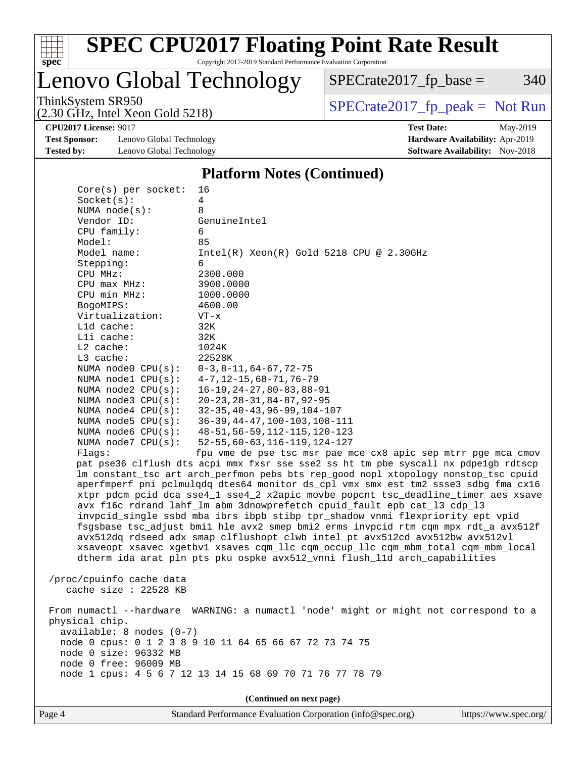# SPEC CPU2017 Floating Point Rate Result

Copyright 2017-2019 Standard Performance Evaluation Corporation

## Lenovo Global Technology

ThinkSystem SR950
(2.30 GHz, Intel Xeon Gold 5218)

SPECrate2017_fp_base = 340

SPECrate2017_fp_peak = Not Run

**CPU2017 License:** 9017
**Test Sponsor:** Lenovo Global Technology
**Tested by:** Lenovo Global Technology

**Test Date:** May-2019
**Hardware Availability:** Apr-2019
**Software Availability:** Nov-2018

### Platform Notes (Continued)

```
     Core(s) per socket:  16
     Socket(s):           4
     NUMA node(s):        8
     Vendor ID:           GenuineIntel
     CPU family:          6
     Model:               85
     Model name:          Intel(R) Xeon(R) Gold 5218 CPU @ 2.30GHz
     Stepping:            6
     CPU MHz:             2300.000
     CPU max MHz:         3900.0000
     CPU min MHz:         1000.0000
     BogoMIPS:            4600.00
     Virtualization:      VT-x
     L1d cache:           32K
     L1i cache:           32K
     L2 cache:            1024K
     L3 cache:            22528K
     NUMA node0 CPU(s):   0-3,8-11,64-67,72-75
     NUMA node1 CPU(s):   4-7,12-15,68-71,76-79
     NUMA node2 CPU(s):   16-19,24-27,80-83,88-91
     NUMA node3 CPU(s):   20-23,28-31,84-87,92-95
     NUMA node4 CPU(s):   32-35,40-43,96-99,104-107
     NUMA node5 CPU(s):   36-39,44-47,100-103,108-111
     NUMA node6 CPU(s):   48-51,56-59,112-115,120-123
     NUMA node7 CPU(s):   52-55,60-63,116-119,124-127
     Flags:               fpu vme de pse tsc msr pae mce cx8 apic sep mtrr pge mca cmov
     pat pse36 clflush dts acpi mmx fxsr sse sse2 ss ht tm pbe syscall nx pdpe1gb rdtscp
     lm constant_tsc art arch_perfmon pebs bts rep_good nopl xtopology nonstop_tsc cpuid
     aperfmperf pni pclmulqdq dtes64 monitor ds_cpl vmx smx est tm2 ssse3 sdbg fma cx16
     xtpr pdcm pcid dca sse4_1 sse4_2 x2apic movbe popcnt tsc_deadline_timer aes xsave
     avx f16c rdrand lahf_lm abm 3dnowprefetch cpuid_fault epb cat_l3 cdp_l3
     invpcid_single ssbd mba ibrs ibpb stibp tpr_shadow vnmi flexpriority ept vpid
     fsgsbase tsc_adjust bmi1 hle avx2 smep bmi2 erms invpcid rtm cqm mpx rdt_a avx512f
     avx512dq rdseed adx smap clflushopt clwb intel_pt avx512cd avx512bw avx512vl
     xsaveopt xsavec xgetbv1 xsaves cqm_llc cqm_occup_llc cqm_mbm_total cqm_mbm_local
     dtherm ida arat pln pts pku ospke avx512_vnni flush_l1d arch_capabilities

 /proc/cpuinfo cache data
    cache size : 22528 KB

 From numactl --hardware  WARNING: a numactl 'node' might or might not correspond to a
 physical chip.
   available: 8 nodes (0-7)
   node 0 cpus: 0 1 2 3 8 9 10 11 64 65 66 67 72 73 74 75
   node 0 size: 96332 MB
   node 0 free: 96009 MB
   node 1 cpus: 4 5 6 7 12 13 14 15 68 69 70 71 76 77 78 79
```

(Continued on next page)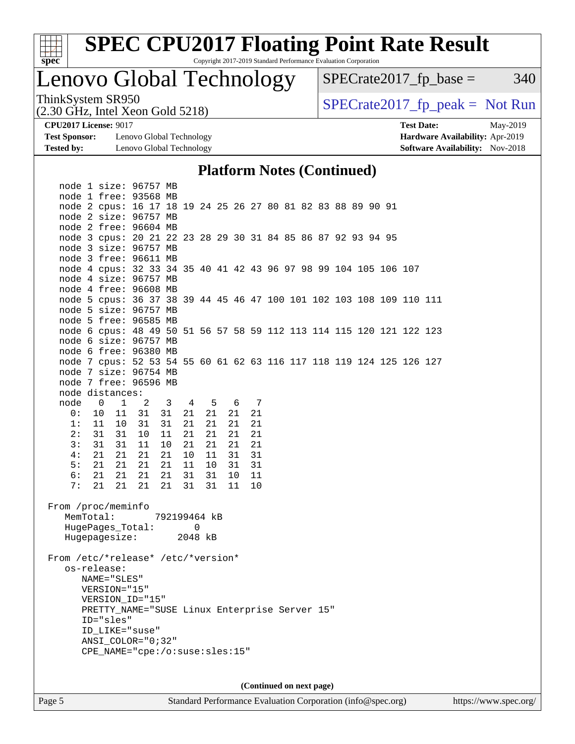# SPEC CPU2017 Floating Point Rate Result

Copyright 2017-2019 Standard Performance Evaluation Corporation

## Lenovo Global Technology

ThinkSystem SR950
(2.30 GHz, Intel Xeon Gold 5218)

SPECrate2017_fp_base = 340

SPECrate2017_fp_peak = Not Run

**CPU2017 License:** 9017
**Test Sponsor:** Lenovo Global Technology
**Tested by:** Lenovo Global Technology

**Test Date:** May-2019
**Hardware Availability:** Apr-2019
**Software Availability:** Nov-2018

### Platform Notes (Continued)

```
   node 1 size: 96757 MB
   node 1 free: 93568 MB
   node 2 cpus: 16 17 18 19 24 25 26 27 80 81 82 83 88 89 90 91
   node 2 size: 96757 MB
   node 2 free: 96604 MB
   node 3 cpus: 20 21 22 23 28 29 30 31 84 85 86 87 92 93 94 95
   node 3 size: 96757 MB
   node 3 free: 96611 MB
   node 4 cpus: 32 33 34 35 40 41 42 43 96 97 98 99 104 105 106 107
   node 4 size: 96757 MB
   node 4 free: 96608 MB
   node 5 cpus: 36 37 38 39 44 45 46 47 100 101 102 103 108 109 110 111
   node 5 size: 96757 MB
   node 5 free: 96585 MB
   node 6 cpus: 48 49 50 51 56 57 58 59 112 113 114 115 120 121 122 123
   node 6 size: 96757 MB
   node 6 free: 96380 MB
   node 7 cpus: 52 53 54 55 60 61 62 63 116 117 118 119 124 125 126 127
   node 7 size: 96754 MB
   node 7 free: 96596 MB
   node distances:
   node   0   1   2   3   4   5   6   7
     0:  10  11  31  31  21  21  21  21
     1:  11  10  31  31  21  21  21  21
     2:  31  31  10  11  21  21  21  21
     3:  31  31  11  10  21  21  21  21
     4:  21  21  21  21  10  11  31  31
     5:  21  21  21  21  11  10  31  31
     6:  21  21  21  21  31  31  10  11
     7:  21  21  21  21  31  31  11  10

 From /proc/meminfo
    MemTotal:       792199464 kB
    HugePages_Total:        0
    Hugepagesize:        2048 kB

 From /etc/*release* /etc/*version*
    os-release:
       NAME="SLES"
       VERSION="15"
       VERSION_ID="15"
       PRETTY_NAME="SUSE Linux Enterprise Server 15"
       ID="sles"
       ID_LIKE="suse"
       ANSI_COLOR="0;32"
       CPE_NAME="cpe:/o:suse:sles:15"
```

(Continued on next page)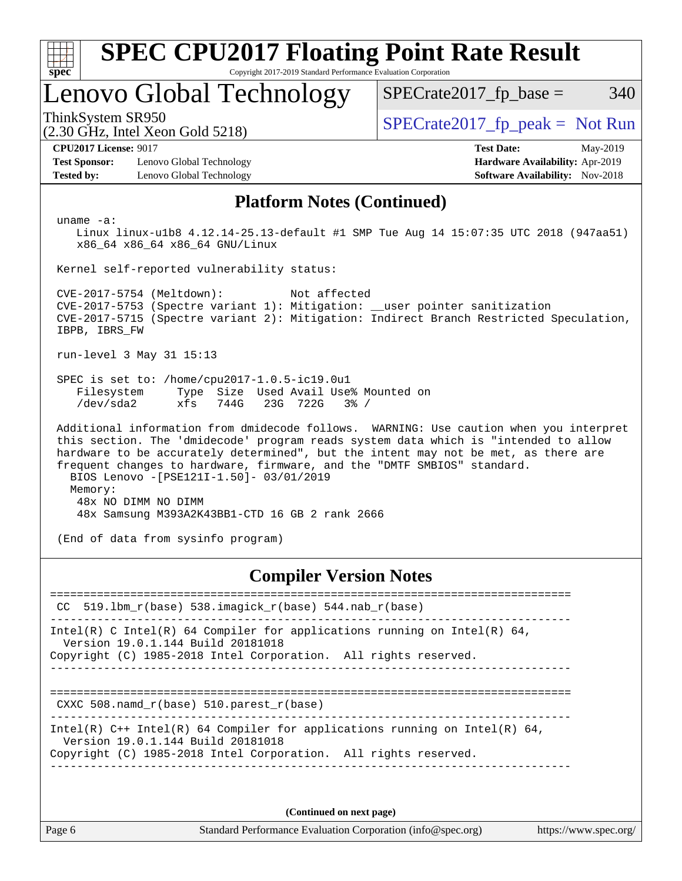# SPEC CPU2017 Floating Point Rate Result

Copyright 2017-2019 Standard Performance Evaluation Corporation

## Lenovo Global Technology

ThinkSystem SR950
(2.30 GHz, Intel Xeon Gold 5218)

SPECrate2017_fp_base = 340

SPECrate2017_fp_peak = Not Run

**CPU2017 License:** 9017
**Test Sponsor:** Lenovo Global Technology
**Tested by:** Lenovo Global Technology

**Test Date:** May-2019
**Hardware Availability:** Apr-2019
**Software Availability:** Nov-2018

## Platform Notes (Continued)

```
uname -a:
   Linux linux-u1b8 4.12.14-25.13-default #1 SMP Tue Aug 14 15:07:35 UTC 2018 (947aa51)
   x86_64 x86_64 x86_64 GNU/Linux

Kernel self-reported vulnerability status:

CVE-2017-5754 (Meltdown):          Not affected
CVE-2017-5753 (Spectre variant 1): Mitigation: __user pointer sanitization
CVE-2017-5715 (Spectre variant 2): Mitigation: Indirect Branch Restricted Speculation,
IBPB, IBRS_FW

run-level 3 May 31 15:13

SPEC is set to: /home/cpu2017-1.0.5-ic19.0u1
   Filesystem     Type  Size  Used Avail Use% Mounted on
   /dev/sda2      xfs   744G   23G  722G   3% /

Additional information from dmidecode follows.  WARNING: Use caution when you interpret
this section. The 'dmidecode' program reads system data which is "intended to allow
hardware to be accurately determined", but the intent may not be met, as there are
frequent changes to hardware, firmware, and the "DMTF SMBIOS" standard.
  BIOS Lenovo -[PSE121I-1.50]- 03/01/2019
  Memory:
    48x NO DIMM NO DIMM
    48x Samsung M393A2K43BB1-CTD 16 GB 2 rank 2666

(End of data from sysinfo program)
```

## Compiler Version Notes

```
==============================================================================
 CC  519.lbm_r(base) 538.imagick_r(base) 544.nab_r(base)
------------------------------------------------------------------------------
Intel(R) C Intel(R) 64 Compiler for applications running on Intel(R) 64,
  Version 19.0.1.144 Build 20181018
Copyright (C) 1985-2018 Intel Corporation.  All rights reserved.
------------------------------------------------------------------------------

==============================================================================
 CXXC 508.namd_r(base) 510.parest_r(base)
------------------------------------------------------------------------------
Intel(R) C++ Intel(R) 64 Compiler for applications running on Intel(R) 64,
  Version 19.0.1.144 Build 20181018
Copyright (C) 1985-2018 Intel Corporation.  All rights reserved.
------------------------------------------------------------------------------
```

**(Continued on next page)**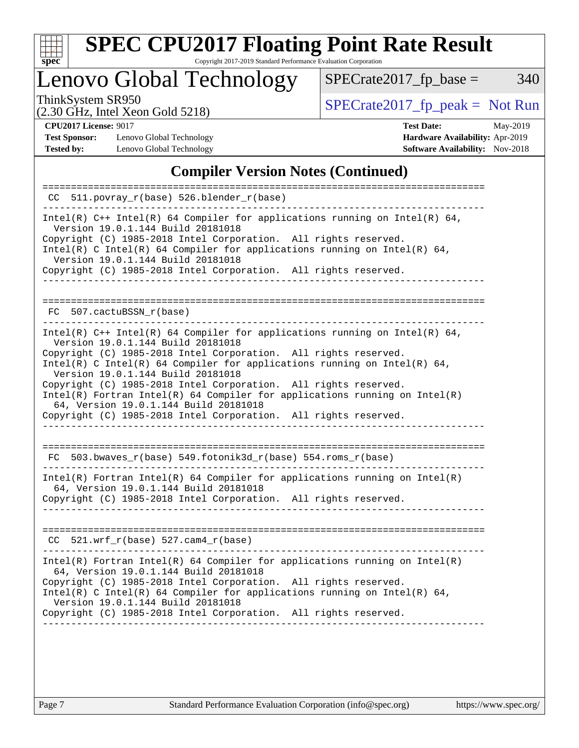# SPEC CPU2017 Floating Point Rate Result

Copyright 2017-2019 Standard Performance Evaluation Corporation

## Lenovo Global Technology

ThinkSystem SR950
(2.30 GHz, Intel Xeon Gold 5218)

SPECrate2017_fp_base = 340

SPECrate2017_fp_peak = Not Run

**CPU2017 License:** 9017
**Test Sponsor:** Lenovo Global Technology
**Tested by:** Lenovo Global Technology

**Test Date:** May-2019
**Hardware Availability:** Apr-2019
**Software Availability:** Nov-2018

## Compiler Version Notes (Continued)

```
==============================================================================
 CC  511.povray_r(base) 526.blender_r(base)
------------------------------------------------------------------------------
Intel(R) C++ Intel(R) 64 Compiler for applications running on Intel(R) 64,
  Version 19.0.1.144 Build 20181018
Copyright (C) 1985-2018 Intel Corporation.  All rights reserved.
Intel(R) C Intel(R) 64 Compiler for applications running on Intel(R) 64,
  Version 19.0.1.144 Build 20181018
Copyright (C) 1985-2018 Intel Corporation.  All rights reserved.
------------------------------------------------------------------------------

==============================================================================
 FC  507.cactuBSSN_r(base)
------------------------------------------------------------------------------
Intel(R) C++ Intel(R) 64 Compiler for applications running on Intel(R) 64,
  Version 19.0.1.144 Build 20181018
Copyright (C) 1985-2018 Intel Corporation.  All rights reserved.
Intel(R) C Intel(R) 64 Compiler for applications running on Intel(R) 64,
  Version 19.0.1.144 Build 20181018
Copyright (C) 1985-2018 Intel Corporation.  All rights reserved.
Intel(R) Fortran Intel(R) 64 Compiler for applications running on Intel(R)
  64, Version 19.0.1.144 Build 20181018
Copyright (C) 1985-2018 Intel Corporation.  All rights reserved.
------------------------------------------------------------------------------

==============================================================================
 FC  503.bwaves_r(base) 549.fotonik3d_r(base) 554.roms_r(base)
------------------------------------------------------------------------------
Intel(R) Fortran Intel(R) 64 Compiler for applications running on Intel(R)
  64, Version 19.0.1.144 Build 20181018
Copyright (C) 1985-2018 Intel Corporation.  All rights reserved.
------------------------------------------------------------------------------

==============================================================================
 CC  521.wrf_r(base) 527.cam4_r(base)
------------------------------------------------------------------------------
Intel(R) Fortran Intel(R) 64 Compiler for applications running on Intel(R)
  64, Version 19.0.1.144 Build 20181018
Copyright (C) 1985-2018 Intel Corporation.  All rights reserved.
Intel(R) C Intel(R) 64 Compiler for applications running on Intel(R) 64,
  Version 19.0.1.144 Build 20181018
Copyright (C) 1985-2018 Intel Corporation.  All rights reserved.
------------------------------------------------------------------------------
```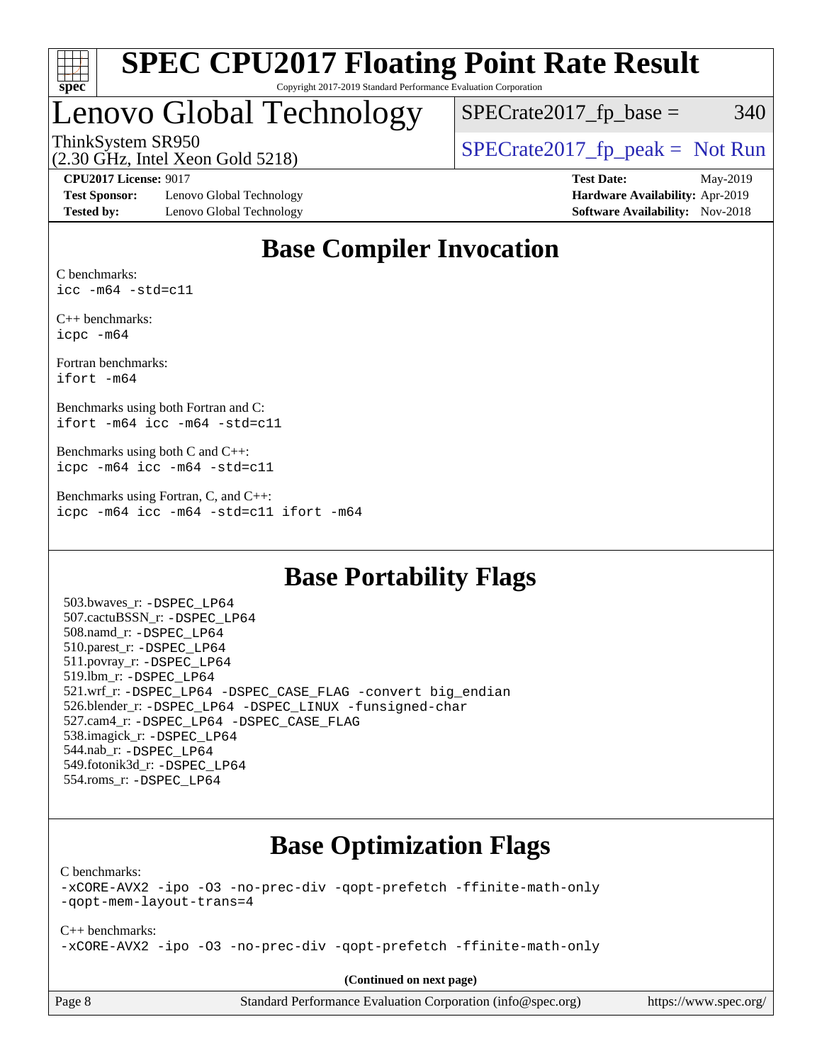# SPEC CPU2017 Floating Point Rate Result

Copyright 2017-2019 Standard Performance Evaluation Corporation

# Lenovo Global Technology

ThinkSystem SR950
(2.30 GHz, Intel Xeon Gold 5218)

SPECrate2017_fp_base = 340

SPECrate2017_fp_peak = Not Run

**CPU2017 License:** 9017
**Test Sponsor:** Lenovo Global Technology
**Tested by:** Lenovo Global Technology

**Test Date:** May-2019
**Hardware Availability:** Apr-2019
**Software Availability:** Nov-2018

## Base Compiler Invocation

C benchmarks:
`icc -m64 -std=c11`

C++ benchmarks:
`icpc -m64`

Fortran benchmarks:
`ifort -m64`

Benchmarks using both Fortran and C:
`ifort -m64 icc -m64 -std=c11`

Benchmarks using both C and C++:
`icpc -m64 icc -m64 -std=c11`

Benchmarks using Fortran, C, and C++:
`icpc -m64 icc -m64 -std=c11 ifort -m64`

## Base Portability Flags

503.bwaves_r: -DSPEC_LP64
507.cactuBSSN_r: -DSPEC_LP64
508.namd_r: -DSPEC_LP64
510.parest_r: -DSPEC_LP64
511.povray_r: -DSPEC_LP64
519.lbm_r: -DSPEC_LP64
521.wrf_r: -DSPEC_LP64 -DSPEC_CASE_FLAG -convert big_endian
526.blender_r: -DSPEC_LP64 -DSPEC_LINUX -funsigned-char
527.cam4_r: -DSPEC_LP64 -DSPEC_CASE_FLAG
538.imagick_r: -DSPEC_LP64
544.nab_r: -DSPEC_LP64
549.fotonik3d_r: -DSPEC_LP64
554.roms_r: -DSPEC_LP64

## Base Optimization Flags

C benchmarks:
`-xCORE-AVX2 -ipo -O3 -no-prec-div -qopt-prefetch -ffinite-math-only -qopt-mem-layout-trans=4`

C++ benchmarks:
`-xCORE-AVX2 -ipo -O3 -no-prec-div -qopt-prefetch -ffinite-math-only`

**(Continued on next page)**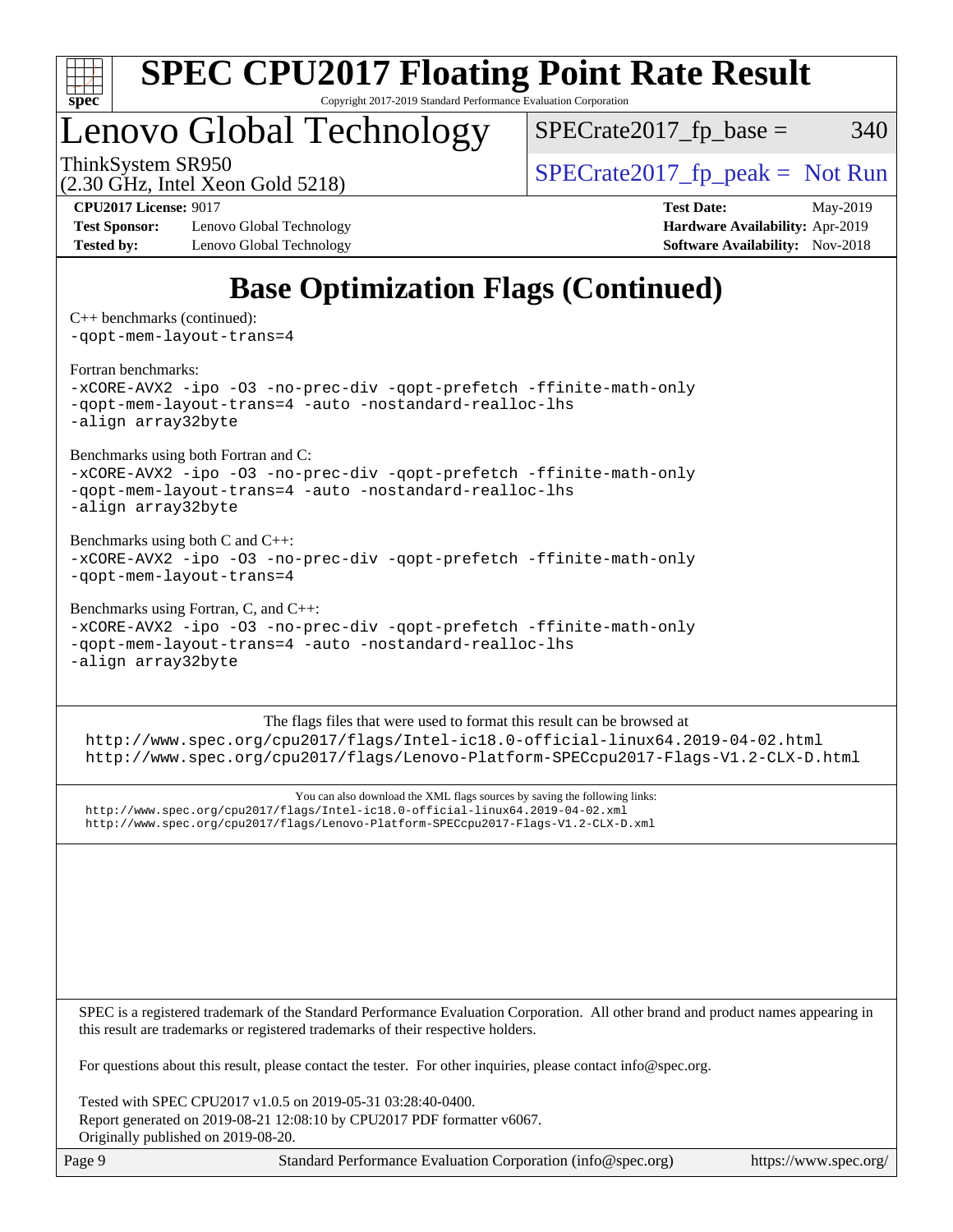## Base Optimization Flags (Continued)

C++ benchmarks (continued):
-qopt-mem-layout-trans=4

Fortran benchmarks:
-xCORE-AVX2 -ipo -O3 -no-prec-div -qopt-prefetch -ffinite-math-only
-qopt-mem-layout-trans=4 -auto -nostandard-realloc-lhs
-align array32byte

Benchmarks using both Fortran and C:
-xCORE-AVX2 -ipo -O3 -no-prec-div -qopt-prefetch -ffinite-math-only
-qopt-mem-layout-trans=4 -auto -nostandard-realloc-lhs
-align array32byte

Benchmarks using both C and C++:
-xCORE-AVX2 -ipo -O3 -no-prec-div -qopt-prefetch -ffinite-math-only
-qopt-mem-layout-trans=4

Benchmarks using Fortran, C, and C++:
-xCORE-AVX2 -ipo -O3 -no-prec-div -qopt-prefetch -ffinite-math-only
-qopt-mem-layout-trans=4 -auto -nostandard-realloc-lhs
-align array32byte

The flags files that were used to format this result can be browsed at
http://www.spec.org/cpu2017/flags/Intel-ic18.0-official-linux64.2019-04-02.html
http://www.spec.org/cpu2017/flags/Lenovo-Platform-SPECcpu2017-Flags-V1.2-CLX-D.html

You can also download the XML flags sources by saving the following links:
http://www.spec.org/cpu2017/flags/Intel-ic18.0-official-linux64.2019-04-02.xml
http://www.spec.org/cpu2017/flags/Lenovo-Platform-SPECcpu2017-Flags-V1.2-CLX-D.xml

SPEC is a registered trademark of the Standard Performance Evaluation Corporation. All other brand and product names appearing in this result are trademarks or registered trademarks of their respective holders.

For questions about this result, please contact the tester. For other inquiries, please contact info@spec.org.

Tested with SPEC CPU2017 v1.0.5 on 2019-05-31 03:28:40-0400.
Report generated on 2019-08-21 12:08:10 by CPU2017 PDF formatter v6067.
Originally published on 2019-08-20.